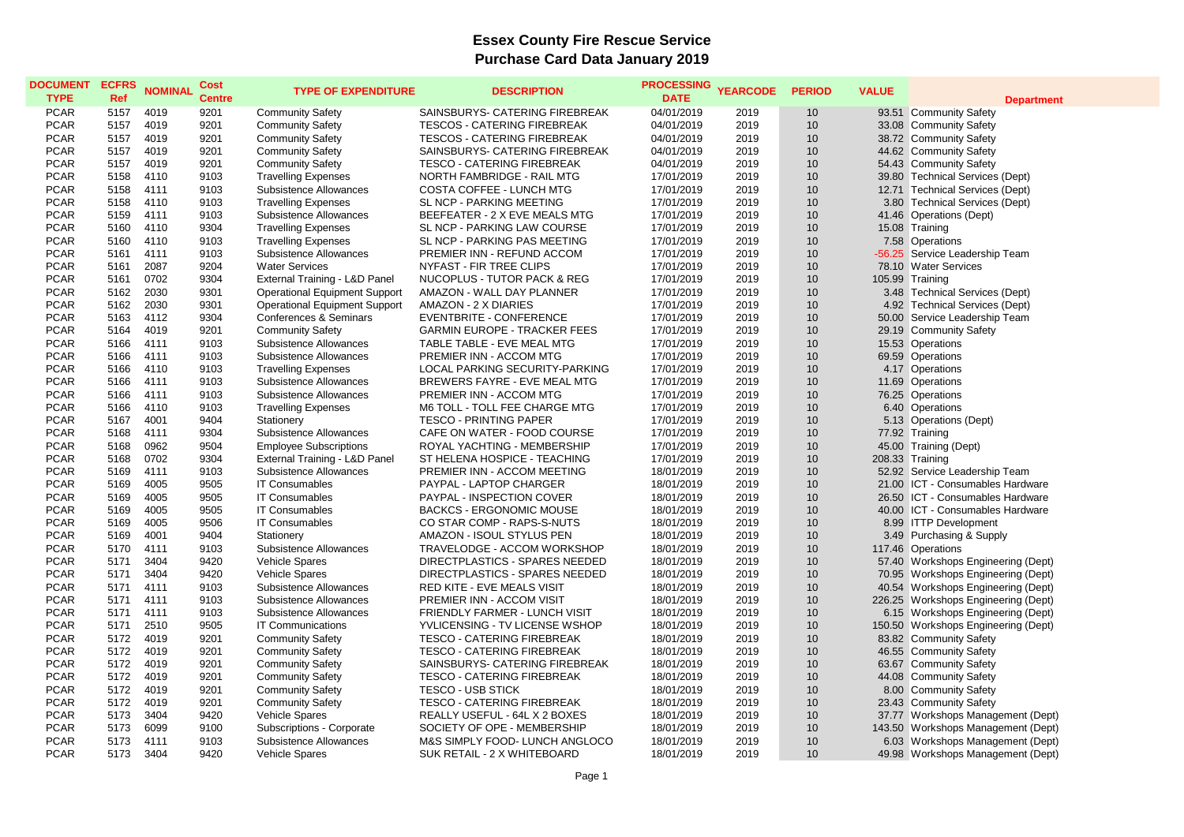# Essex County Fire Rescue Service

## Purchase Card Data January 2019

| DOCUMENT TYPE | ECFRS Ref | NOMINAL | Cost Centre | TYPE OF EXPENDITURE | DESCRIPTION | PROCESSING DATE | YEARCODE | PERIOD | VALUE | Department |
|---|---|---|---|---|---|---|---|---|---|---|
| PCAR | 5157 | 4019 | 9201 | Community Safety | SAINSBURYS- CATERING FIREBREAK | 04/01/2019 | 2019 | 10 | 93.51 | Community Safety |
| PCAR | 5157 | 4019 | 9201 | Community Safety | TESCOS - CATERING FIREBREAK | 04/01/2019 | 2019 | 10 | 33.08 | Community Safety |
| PCAR | 5157 | 4019 | 9201 | Community Safety | TESCOS - CATERING FIREBREAK | 04/01/2019 | 2019 | 10 | 38.72 | Community Safety |
| PCAR | 5157 | 4019 | 9201 | Community Safety | SAINSBURYS- CATERING FIREBREAK | 04/01/2019 | 2019 | 10 | 44.62 | Community Safety |
| PCAR | 5157 | 4019 | 9201 | Community Safety | TESCO - CATERING FIREBREAK | 04/01/2019 | 2019 | 10 | 54.43 | Community Safety |
| PCAR | 5158 | 4110 | 9103 | Travelling Expenses | NORTH FAMBRIDGE - RAIL MTG | 17/01/2019 | 2019 | 10 | 39.80 | Technical Services (Dept) |
| PCAR | 5158 | 4111 | 9103 | Subsistence Allowances | COSTA COFFEE - LUNCH MTG | 17/01/2019 | 2019 | 10 | 12.71 | Technical Services (Dept) |
| PCAR | 5158 | 4110 | 9103 | Travelling Expenses | SL NCP - PARKING MEETING | 17/01/2019 | 2019 | 10 | 3.80 | Technical Services (Dept) |
| PCAR | 5159 | 4111 | 9103 | Subsistence Allowances | BEEFEATER - 2 X EVE MEALS MTG | 17/01/2019 | 2019 | 10 | 41.46 | Operations (Dept) |
| PCAR | 5160 | 4110 | 9304 | Travelling Expenses | SL NCP - PARKING LAW COURSE | 17/01/2019 | 2019 | 10 | 15.08 | Training |
| PCAR | 5160 | 4110 | 9103 | Travelling Expenses | SL NCP - PARKING PAS MEETING | 17/01/2019 | 2019 | 10 | 7.58 | Operations |
| PCAR | 5161 | 4111 | 9103 | Subsistence Allowances | PREMIER INN - REFUND ACCOM | 17/01/2019 | 2019 | 10 | -56.25 | Service Leadership Team |
| PCAR | 5161 | 2087 | 9204 | Water Services | NYFAST - FIR TREE CLIPS | 17/01/2019 | 2019 | 10 | 78.10 | Water Services |
| PCAR | 5161 | 0702 | 9304 | External Training - L&D Panel | NUCOPLUS - TUTOR PACK & REG | 17/01/2019 | 2019 | 10 | 105.99 | Training |
| PCAR | 5162 | 2030 | 9301 | Operational Equipment Support | AMAZON - WALL DAY PLANNER | 17/01/2019 | 2019 | 10 | 3.48 | Technical Services (Dept) |
| PCAR | 5162 | 2030 | 9301 | Operational Equipment Support | AMAZON - 2 X DIARIES | 17/01/2019 | 2019 | 10 | 4.92 | Technical Services (Dept) |
| PCAR | 5163 | 4112 | 9304 | Conferences & Seminars | EVENTBRITE - CONFERENCE | 17/01/2019 | 2019 | 10 | 50.00 | Service Leadership Team |
| PCAR | 5164 | 4019 | 9201 | Community Safety | GARMIN EUROPE - TRACKER FEES | 17/01/2019 | 2019 | 10 | 29.19 | Community Safety |
| PCAR | 5166 | 4111 | 9103 | Subsistence Allowances | TABLE TABLE - EVE MEAL MTG | 17/01/2019 | 2019 | 10 | 15.53 | Operations |
| PCAR | 5166 | 4111 | 9103 | Subsistence Allowances | PREMIER INN - ACCOM MTG | 17/01/2019 | 2019 | 10 | 69.59 | Operations |
| PCAR | 5166 | 4110 | 9103 | Travelling Expenses | LOCAL PARKING SECURITY-PARKING | 17/01/2019 | 2019 | 10 | 4.17 | Operations |
| PCAR | 5166 | 4111 | 9103 | Subsistence Allowances | BREWERS FAYRE - EVE MEAL MTG | 17/01/2019 | 2019 | 10 | 11.69 | Operations |
| PCAR | 5166 | 4111 | 9103 | Subsistence Allowances | PREMIER INN - ACCOM MTG | 17/01/2019 | 2019 | 10 | 76.25 | Operations |
| PCAR | 5166 | 4110 | 9103 | Travelling Expenses | M6 TOLL - TOLL FEE CHARGE MTG | 17/01/2019 | 2019 | 10 | 6.40 | Operations |
| PCAR | 5167 | 4001 | 9404 | Stationery | TESCO - PRINTING PAPER | 17/01/2019 | 2019 | 10 | 5.13 | Operations (Dept) |
| PCAR | 5168 | 4111 | 9304 | Subsistence Allowances | CAFE ON WATER - FOOD COURSE | 17/01/2019 | 2019 | 10 | 77.92 | Training |
| PCAR | 5168 | 0962 | 9504 | Employee Subscriptions | ROYAL YACHTING - MEMBERSHIP | 17/01/2019 | 2019 | 10 | 45.00 | Training (Dept) |
| PCAR | 5168 | 0702 | 9304 | External Training - L&D Panel | ST HELENA HOSPICE - TEACHING | 17/01/2019 | 2019 | 10 | 208.33 | Training |
| PCAR | 5169 | 4111 | 9103 | Subsistence Allowances | PREMIER INN - ACCOM MEETING | 18/01/2019 | 2019 | 10 | 52.92 | Service Leadership Team |
| PCAR | 5169 | 4005 | 9505 | IT Consumables | PAYPAL - LAPTOP CHARGER | 18/01/2019 | 2019 | 10 | 21.00 | ICT - Consumables Hardware |
| PCAR | 5169 | 4005 | 9505 | IT Consumables | PAYPAL - INSPECTION COVER | 18/01/2019 | 2019 | 10 | 26.50 | ICT - Consumables Hardware |
| PCAR | 5169 | 4005 | 9505 | IT Consumables | BACKCS - ERGONOMIC MOUSE | 18/01/2019 | 2019 | 10 | 40.00 | ICT - Consumables Hardware |
| PCAR | 5169 | 4005 | 9506 | IT Consumables | CO STAR COMP - RAPS-S-NUTS | 18/01/2019 | 2019 | 10 | 8.99 | ITTP Development |
| PCAR | 5169 | 4001 | 9404 | Stationery | AMAZON - ISOUL STYLUS PEN | 18/01/2019 | 2019 | 10 | 3.49 | Purchasing & Supply |
| PCAR | 5170 | 4111 | 9103 | Subsistence Allowances | TRAVELODGE - ACCOM WORKSHOP | 18/01/2019 | 2019 | 10 | 117.46 | Operations |
| PCAR | 5171 | 3404 | 9420 | Vehicle Spares | DIRECTPLASTICS - SPARES NEEDED | 18/01/2019 | 2019 | 10 | 57.40 | Workshops Engineering (Dept) |
| PCAR | 5171 | 3404 | 9420 | Vehicle Spares | DIRECTPLASTICS - SPARES NEEDED | 18/01/2019 | 2019 | 10 | 70.95 | Workshops Engineering (Dept) |
| PCAR | 5171 | 4111 | 9103 | Subsistence Allowances | RED KITE - EVE MEALS VISIT | 18/01/2019 | 2019 | 10 | 40.54 | Workshops Engineering (Dept) |
| PCAR | 5171 | 4111 | 9103 | Subsistence Allowances | PREMIER INN - ACCOM VISIT | 18/01/2019 | 2019 | 10 | 226.25 | Workshops Engineering (Dept) |
| PCAR | 5171 | 4111 | 9103 | Subsistence Allowances | FRIENDLY FARMER - LUNCH VISIT | 18/01/2019 | 2019 | 10 | 6.15 | Workshops Engineering (Dept) |
| PCAR | 5171 | 2510 | 9505 | IT Communications | YVLICENSING - TV LICENSE WSHOP | 18/01/2019 | 2019 | 10 | 150.50 | Workshops Engineering (Dept) |
| PCAR | 5172 | 4019 | 9201 | Community Safety | TESCO - CATERING FIREBREAK | 18/01/2019 | 2019 | 10 | 83.82 | Community Safety |
| PCAR | 5172 | 4019 | 9201 | Community Safety | TESCO - CATERING FIREBREAK | 18/01/2019 | 2019 | 10 | 46.55 | Community Safety |
| PCAR | 5172 | 4019 | 9201 | Community Safety | SAINSBURYS- CATERING FIREBREAK | 18/01/2019 | 2019 | 10 | 63.67 | Community Safety |
| PCAR | 5172 | 4019 | 9201 | Community Safety | TESCO - CATERING FIREBREAK | 18/01/2019 | 2019 | 10 | 44.08 | Community Safety |
| PCAR | 5172 | 4019 | 9201 | Community Safety | TESCO - USB STICK | 18/01/2019 | 2019 | 10 | 8.00 | Community Safety |
| PCAR | 5172 | 4019 | 9201 | Community Safety | TESCO - CATERING FIREBREAK | 18/01/2019 | 2019 | 10 | 23.43 | Community Safety |
| PCAR | 5173 | 3404 | 9420 | Vehicle Spares | REALLY USEFUL - 64L X 2 BOXES | 18/01/2019 | 2019 | 10 | 37.77 | Workshops Management (Dept) |
| PCAR | 5173 | 6099 | 9100 | Subscriptions - Corporate | SOCIETY OF OPE - MEMBERSHIP | 18/01/2019 | 2019 | 10 | 143.50 | Workshops Management (Dept) |
| PCAR | 5173 | 4111 | 9103 | Subsistence Allowances | M&S SIMPLY FOOD- LUNCH ANGLOCO | 18/01/2019 | 2019 | 10 | 6.03 | Workshops Management (Dept) |
| PCAR | 5173 | 3404 | 9420 | Vehicle Spares | SUK RETAIL - 2 X WHITEBOARD | 18/01/2019 | 2019 | 10 | 49.98 | Workshops Management (Dept) |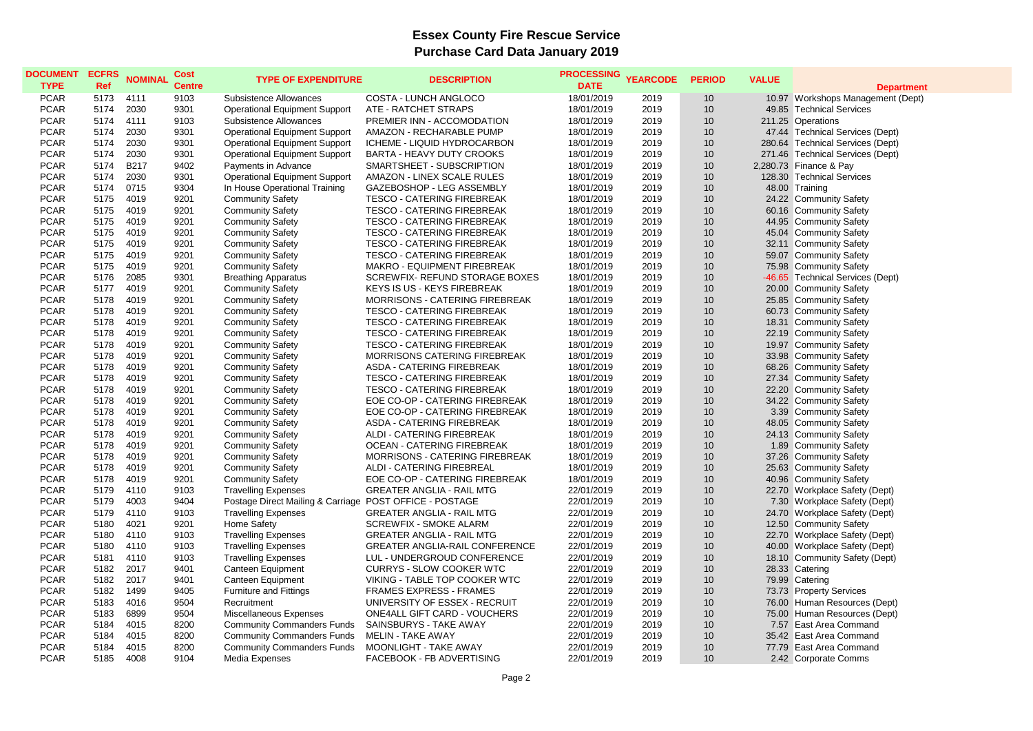# Essex County Fire Rescue Service
## Purchase Card Data January 2019

| DOCUMENT TYPE | ECFRS Ref | NOMINAL | Cost Centre | TYPE OF EXPENDITURE | DESCRIPTION | PROCESSING DATE | YEARCODE | PERIOD | VALUE | Department |
|---|---|---|---|---|---|---|---|---|---|---|
| PCAR | 5173 | 4111 | 9103 | Subsistence Allowances | COSTA - LUNCH ANGLOCO | 18/01/2019 | 2019 | 10 | 10.97 | Workshops Management (Dept) |
| PCAR | 5174 | 2030 | 9301 | Operational Equipment Support | ATE - RATCHET STRAPS | 18/01/2019 | 2019 | 10 | 49.85 | Technical Services |
| PCAR | 5174 | 4111 | 9103 | Subsistence Allowances | PREMIER INN - ACCOMODATION | 18/01/2019 | 2019 | 10 | 211.25 | Operations |
| PCAR | 5174 | 2030 | 9301 | Operational Equipment Support | AMAZON - RECHARABLE PUMP | 18/01/2019 | 2019 | 10 | 47.44 | Technical Services (Dept) |
| PCAR | 5174 | 2030 | 9301 | Operational Equipment Support | ICHEME - LIQUID HYDROCARBON | 18/01/2019 | 2019 | 10 | 280.64 | Technical Services (Dept) |
| PCAR | 5174 | 2030 | 9301 | Operational Equipment Support | BARTA - HEAVY DUTY CROOKS | 18/01/2019 | 2019 | 10 | 271.46 | Technical Services (Dept) |
| PCAR | 5174 | B217 | 9402 | Payments in Advance | SMARTSHEET - SUBSCRIPTION | 18/01/2019 | 2019 | 10 | 2,280.73 | Finance & Pay |
| PCAR | 5174 | 2030 | 9301 | Operational Equipment Support | AMAZON - LINEX SCALE RULES | 18/01/2019 | 2019 | 10 | 128.30 | Technical Services |
| PCAR | 5174 | 0715 | 9304 | In House Operational Training | GAZEBOSHOP - LEG ASSEMBLY | 18/01/2019 | 2019 | 10 | 48.00 | Training |
| PCAR | 5175 | 4019 | 9201 | Community Safety | TESCO - CATERING FIREBREAK | 18/01/2019 | 2019 | 10 | 24.22 | Community Safety |
| PCAR | 5175 | 4019 | 9201 | Community Safety | TESCO - CATERING FIREBREAK | 18/01/2019 | 2019 | 10 | 60.16 | Community Safety |
| PCAR | 5175 | 4019 | 9201 | Community Safety | TESCO - CATERING FIREBREAK | 18/01/2019 | 2019 | 10 | 44.95 | Community Safety |
| PCAR | 5175 | 4019 | 9201 | Community Safety | TESCO - CATERING FIREBREAK | 18/01/2019 | 2019 | 10 | 45.04 | Community Safety |
| PCAR | 5175 | 4019 | 9201 | Community Safety | TESCO - CATERING FIREBREAK | 18/01/2019 | 2019 | 10 | 32.11 | Community Safety |
| PCAR | 5175 | 4019 | 9201 | Community Safety | TESCO - CATERING FIREBREAK | 18/01/2019 | 2019 | 10 | 59.07 | Community Safety |
| PCAR | 5175 | 4019 | 9201 | Community Safety | MAKRO - EQUIPMENT FIREBREAK | 18/01/2019 | 2019 | 10 | 75.98 | Community Safety |
| PCAR | 5176 | 2085 | 9301 | Breathing Apparatus | SCREWFIX- REFUND STORAGE BOXES | 18/01/2019 | 2019 | 10 | -46.65 | Technical Services (Dept) |
| PCAR | 5177 | 4019 | 9201 | Community Safety | KEYS IS US - KEYS FIREBREAK | 18/01/2019 | 2019 | 10 | 20.00 | Community Safety |
| PCAR | 5178 | 4019 | 9201 | Community Safety | MORRISONS - CATERING FIREBREAK | 18/01/2019 | 2019 | 10 | 25.85 | Community Safety |
| PCAR | 5178 | 4019 | 9201 | Community Safety | TESCO - CATERING FIREBREAK | 18/01/2019 | 2019 | 10 | 60.73 | Community Safety |
| PCAR | 5178 | 4019 | 9201 | Community Safety | TESCO - CATERING FIREBREAK | 18/01/2019 | 2019 | 10 | 18.31 | Community Safety |
| PCAR | 5178 | 4019 | 9201 | Community Safety | TESCO - CATERING FIREBREAK | 18/01/2019 | 2019 | 10 | 22.19 | Community Safety |
| PCAR | 5178 | 4019 | 9201 | Community Safety | TESCO - CATERING FIREBREAK | 18/01/2019 | 2019 | 10 | 19.97 | Community Safety |
| PCAR | 5178 | 4019 | 9201 | Community Safety | MORRISONS CATERING FIREBREAK | 18/01/2019 | 2019 | 10 | 33.98 | Community Safety |
| PCAR | 5178 | 4019 | 9201 | Community Safety | ASDA - CATERING FIREBREAK | 18/01/2019 | 2019 | 10 | 68.26 | Community Safety |
| PCAR | 5178 | 4019 | 9201 | Community Safety | TESCO - CATERING FIREBREAK | 18/01/2019 | 2019 | 10 | 27.34 | Community Safety |
| PCAR | 5178 | 4019 | 9201 | Community Safety | TESCO - CATERING FIREBREAK | 18/01/2019 | 2019 | 10 | 22.20 | Community Safety |
| PCAR | 5178 | 4019 | 9201 | Community Safety | EOE CO-OP - CATERING FIREBREAK | 18/01/2019 | 2019 | 10 | 34.22 | Community Safety |
| PCAR | 5178 | 4019 | 9201 | Community Safety | EOE CO-OP - CATERING FIREBREAK | 18/01/2019 | 2019 | 10 | 3.39 | Community Safety |
| PCAR | 5178 | 4019 | 9201 | Community Safety | ASDA - CATERING FIREBREAK | 18/01/2019 | 2019 | 10 | 48.05 | Community Safety |
| PCAR | 5178 | 4019 | 9201 | Community Safety | ALDI - CATERING FIREBREAK | 18/01/2019 | 2019 | 10 | 24.13 | Community Safety |
| PCAR | 5178 | 4019 | 9201 | Community Safety | OCEAN - CATERING FIREBREAK | 18/01/2019 | 2019 | 10 | 1.89 | Community Safety |
| PCAR | 5178 | 4019 | 9201 | Community Safety | MORRISONS - CATERING FIREBREAK | 18/01/2019 | 2019 | 10 | 37.26 | Community Safety |
| PCAR | 5178 | 4019 | 9201 | Community Safety | ALDI - CATERING FIREBREAL | 18/01/2019 | 2019 | 10 | 25.63 | Community Safety |
| PCAR | 5178 | 4019 | 9201 | Community Safety | EOE CO-OP - CATERING FIREBREAK | 18/01/2019 | 2019 | 10 | 40.96 | Community Safety |
| PCAR | 5179 | 4110 | 9103 | Travelling Expenses | GREATER ANGLIA - RAIL MTG | 22/01/2019 | 2019 | 10 | 22.70 | Workplace Safety (Dept) |
| PCAR | 5179 | 4003 | 9404 | Postage Direct Mailing & Carriage | POST OFFICE - POSTAGE | 22/01/2019 | 2019 | 10 | 7.30 | Workplace Safety (Dept) |
| PCAR | 5179 | 4110 | 9103 | Travelling Expenses | GREATER ANGLIA - RAIL MTG | 22/01/2019 | 2019 | 10 | 24.70 | Workplace Safety (Dept) |
| PCAR | 5180 | 4021 | 9201 | Home Safety | SCREWFIX - SMOKE ALARM | 22/01/2019 | 2019 | 10 | 12.50 | Community Safety |
| PCAR | 5180 | 4110 | 9103 | Travelling Expenses | GREATER ANGLIA - RAIL MTG | 22/01/2019 | 2019 | 10 | 22.70 | Workplace Safety (Dept) |
| PCAR | 5180 | 4110 | 9103 | Travelling Expenses | GREATER ANGLIA-RAIL CONFERENCE | 22/01/2019 | 2019 | 10 | 40.00 | Workplace Safety (Dept) |
| PCAR | 5181 | 4110 | 9103 | Travelling Expenses | LUL - UNDERGROUND CONFERENCE | 22/01/2019 | 2019 | 10 | 18.10 | Community Safety (Dept) |
| PCAR | 5182 | 2017 | 9401 | Canteen Equipment | CURRYS - SLOW COOKER WTC | 22/01/2019 | 2019 | 10 | 28.33 | Catering |
| PCAR | 5182 | 2017 | 9401 | Canteen Equipment | VIKING - TABLE TOP COOKER WTC | 22/01/2019 | 2019 | 10 | 79.99 | Catering |
| PCAR | 5182 | 1499 | 9405 | Furniture and Fittings | FRAMES EXPRESS - FRAMES | 22/01/2019 | 2019 | 10 | 73.73 | Property Services |
| PCAR | 5183 | 4016 | 9504 | Recruitment | UNIVERSITY OF ESSEX - RECRUIT | 22/01/2019 | 2019 | 10 | 76.00 | Human Resources (Dept) |
| PCAR | 5183 | 6899 | 9504 | Miscellaneous Expenses | ONE4ALL GIFT CARD - VOUCHERS | 22/01/2019 | 2019 | 10 | 75.00 | Human Resources (Dept) |
| PCAR | 5184 | 4015 | 8200 | Community Commanders Funds | SAINSBURYS - TAKE AWAY | 22/01/2019 | 2019 | 10 | 7.57 | East Area Command |
| PCAR | 5184 | 4015 | 8200 | Community Commanders Funds | MELIN - TAKE AWAY | 22/01/2019 | 2019 | 10 | 35.42 | East Area Command |
| PCAR | 5184 | 4015 | 8200 | Community Commanders Funds | MOONLIGHT - TAKE AWAY | 22/01/2019 | 2019 | 10 | 77.79 | East Area Command |
| PCAR | 5185 | 4008 | 9104 | Media Expenses | FACEBOOK - FB ADVERTISING | 22/01/2019 | 2019 | 10 | 2.42 | Corporate Comms |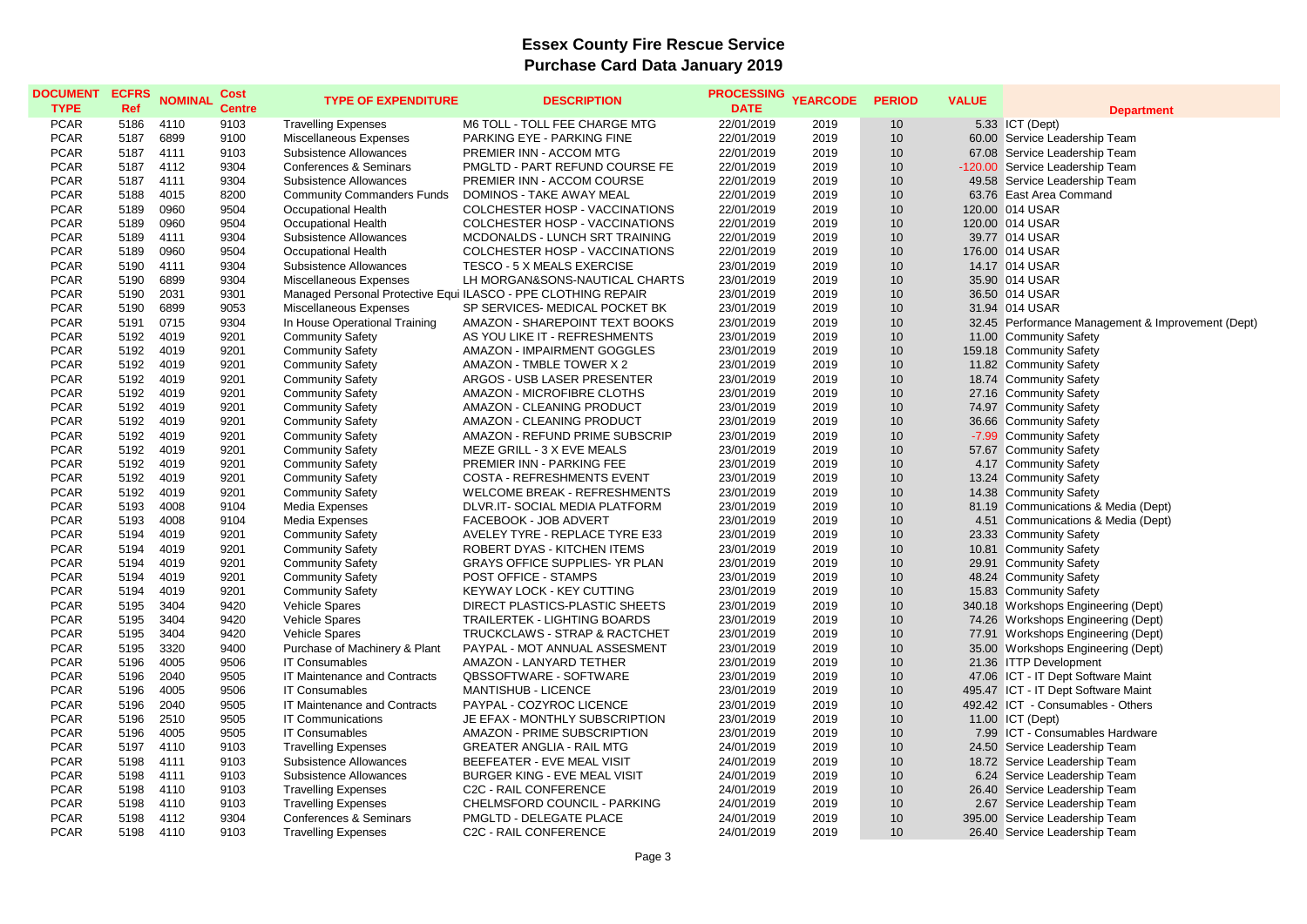# Essex County Fire Rescue Service
## Purchase Card Data January 2019

| DOCUMENT TYPE | ECFRS Ref | NOMINAL | Cost Centre | TYPE OF EXPENDITURE | DESCRIPTION | PROCESSING DATE | YEARCODE | PERIOD | VALUE | Department |
|---|---|---|---|---|---|---|---|---|---|---|
| PCAR | 5186 | 4110 | 9103 | Travelling Expenses | M6 TOLL - TOLL FEE CHARGE MTG | 22/01/2019 | 2019 | 10 | 5.33 | ICT (Dept) |
| PCAR | 5187 | 6899 | 9100 | Miscellaneous Expenses | PARKING EYE - PARKING FINE | 22/01/2019 | 2019 | 10 | 60.00 | Service Leadership Team |
| PCAR | 5187 | 4111 | 9103 | Subsistence Allowances | PREMIER INN - ACCOM MTG | 22/01/2019 | 2019 | 10 | 67.08 | Service Leadership Team |
| PCAR | 5187 | 4112 | 9304 | Conferences & Seminars | PMGLTD - PART REFUND COURSE FE | 22/01/2019 | 2019 | 10 | -120.00 | Service Leadership Team |
| PCAR | 5187 | 4111 | 9304 | Subsistence Allowances | PREMIER INN - ACCOM COURSE | 22/01/2019 | 2019 | 10 | 49.58 | Service Leadership Team |
| PCAR | 5188 | 4015 | 8200 | Community Commanders Funds | DOMINOS - TAKE AWAY MEAL | 22/01/2019 | 2019 | 10 | 63.76 | East Area Command |
| PCAR | 5189 | 0960 | 9504 | Occupational Health | COLCHESTER HOSP - VACCINATIONS | 22/01/2019 | 2019 | 10 | 120.00 | 014 USAR |
| PCAR | 5189 | 0960 | 9504 | Occupational Health | COLCHESTER HOSP - VACCINATIONS | 22/01/2019 | 2019 | 10 | 120.00 | 014 USAR |
| PCAR | 5189 | 4111 | 9304 | Subsistence Allowances | MCDONALDS - LUNCH SRT TRAINING | 22/01/2019 | 2019 | 10 | 39.77 | 014 USAR |
| PCAR | 5189 | 0960 | 9504 | Occupational Health | COLCHESTER HOSP - VACCINATIONS | 22/01/2019 | 2019 | 10 | 176.00 | 014 USAR |
| PCAR | 5190 | 4111 | 9304 | Subsistence Allowances | TESCO - 5 X MEALS EXERCISE | 23/01/2019 | 2019 | 10 | 14.17 | 014 USAR |
| PCAR | 5190 | 6899 | 9304 | Miscellaneous Expenses | LH MORGAN&SONS-NAUTICAL CHARTS | 23/01/2019 | 2019 | 10 | 35.90 | 014 USAR |
| PCAR | 5190 | 2031 | 9301 | Managed Personal Protective Equi | ILASCO - PPE CLOTHING REPAIR | 23/01/2019 | 2019 | 10 | 36.50 | 014 USAR |
| PCAR | 5190 | 6899 | 9053 | Miscellaneous Expenses | SP SERVICES- MEDICAL POCKET BK | 23/01/2019 | 2019 | 10 | 31.94 | 014 USAR |
| PCAR | 5191 | 0715 | 9304 | In House Operational Training | AMAZON - SHAREPOINT TEXT BOOKS | 23/01/2019 | 2019 | 10 | 32.45 | Performance Management & Improvement (Dept) |
| PCAR | 5192 | 4019 | 9201 | Community Safety | AS YOU LIKE IT - REFRESHMENTS | 23/01/2019 | 2019 | 10 | 11.00 | Community Safety |
| PCAR | 5192 | 4019 | 9201 | Community Safety | AMAZON - IMPAIRMENT GOGGLES | 23/01/2019 | 2019 | 10 | 159.18 | Community Safety |
| PCAR | 5192 | 4019 | 9201 | Community Safety | AMAZON - TMBLE TOWER X 2 | 23/01/2019 | 2019 | 10 | 11.82 | Community Safety |
| PCAR | 5192 | 4019 | 9201 | Community Safety | ARGOS - USB LASER PRESENTER | 23/01/2019 | 2019 | 10 | 18.74 | Community Safety |
| PCAR | 5192 | 4019 | 9201 | Community Safety | AMAZON - MICROFIBRE CLOTHS | 23/01/2019 | 2019 | 10 | 27.16 | Community Safety |
| PCAR | 5192 | 4019 | 9201 | Community Safety | AMAZON - CLEANING PRODUCT | 23/01/2019 | 2019 | 10 | 74.97 | Community Safety |
| PCAR | 5192 | 4019 | 9201 | Community Safety | AMAZON - CLEANING PRODUCT | 23/01/2019 | 2019 | 10 | 36.66 | Community Safety |
| PCAR | 5192 | 4019 | 9201 | Community Safety | AMAZON - REFUND PRIME SUBSCRIP | 23/01/2019 | 2019 | 10 | -7.99 | Community Safety |
| PCAR | 5192 | 4019 | 9201 | Community Safety | MEZE GRILL - 3 X EVE MEALS | 23/01/2019 | 2019 | 10 | 57.67 | Community Safety |
| PCAR | 5192 | 4019 | 9201 | Community Safety | PREMIER INN - PARKING FEE | 23/01/2019 | 2019 | 10 | 4.17 | Community Safety |
| PCAR | 5192 | 4019 | 9201 | Community Safety | COSTA - REFRESHMENTS EVENT | 23/01/2019 | 2019 | 10 | 13.24 | Community Safety |
| PCAR | 5192 | 4019 | 9201 | Community Safety | WELCOME BREAK - REFRESHMENTS | 23/01/2019 | 2019 | 10 | 14.38 | Community Safety |
| PCAR | 5193 | 4008 | 9104 | Media Expenses | DLVR.IT- SOCIAL MEDIA PLATFORM | 23/01/2019 | 2019 | 10 | 81.19 | Communications & Media (Dept) |
| PCAR | 5193 | 4008 | 9104 | Media Expenses | FACEBOOK - JOB ADVERT | 23/01/2019 | 2019 | 10 | 4.51 | Communications & Media (Dept) |
| PCAR | 5194 | 4019 | 9201 | Community Safety | AVELEY TYRE - REPLACE TYRE E33 | 23/01/2019 | 2019 | 10 | 23.33 | Community Safety |
| PCAR | 5194 | 4019 | 9201 | Community Safety | ROBERT DYAS - KITCHEN ITEMS | 23/01/2019 | 2019 | 10 | 10.81 | Community Safety |
| PCAR | 5194 | 4019 | 9201 | Community Safety | GRAYS OFFICE SUPPLIES- YR PLAN | 23/01/2019 | 2019 | 10 | 29.91 | Community Safety |
| PCAR | 5194 | 4019 | 9201 | Community Safety | POST OFFICE - STAMPS | 23/01/2019 | 2019 | 10 | 48.24 | Community Safety |
| PCAR | 5194 | 4019 | 9201 | Community Safety | KEYWAY LOCK - KEY CUTTING | 23/01/2019 | 2019 | 10 | 15.83 | Community Safety |
| PCAR | 5195 | 3404 | 9420 | Vehicle Spares | DIRECT PLASTICS-PLASTIC SHEETS | 23/01/2019 | 2019 | 10 | 340.18 | Workshops Engineering (Dept) |
| PCAR | 5195 | 3404 | 9420 | Vehicle Spares | TRAILERTEK - LIGHTING BOARDS | 23/01/2019 | 2019 | 10 | 74.26 | Workshops Engineering (Dept) |
| PCAR | 5195 | 3404 | 9420 | Vehicle Spares | TRUCKCLAWS - STRAP & RACTCHET | 23/01/2019 | 2019 | 10 | 77.91 | Workshops Engineering (Dept) |
| PCAR | 5195 | 3320 | 9400 | Purchase of Machinery & Plant | PAYPAL - MOT ANNUAL ASSESMENT | 23/01/2019 | 2019 | 10 | 35.00 | Workshops Engineering (Dept) |
| PCAR | 5196 | 4005 | 9506 | IT Consumables | AMAZON - LANYARD TETHER | 23/01/2019 | 2019 | 10 | 21.36 | ITTP Development |
| PCAR | 5196 | 2040 | 9505 | IT Maintenance and Contracts | QBSSOFTWARE - SOFTWARE | 23/01/2019 | 2019 | 10 | 47.06 | ICT - IT Dept Software Maint |
| PCAR | 5196 | 4005 | 9506 | IT Consumables | MANTISHUB - LICENCE | 23/01/2019 | 2019 | 10 | 495.47 | ICT - IT Dept Software Maint |
| PCAR | 5196 | 2040 | 9505 | IT Maintenance and Contracts | PAYPAL - COZYROC LICENCE | 23/01/2019 | 2019 | 10 | 492.42 | ICT - Consumables - Others |
| PCAR | 5196 | 2510 | 9505 | IT Communications | JE EFAX - MONTHLY SUBSCRIPTION | 23/01/2019 | 2019 | 10 | 11.00 | ICT (Dept) |
| PCAR | 5196 | 4005 | 9505 | IT Consumables | AMAZON - PRIME SUBSCRIPTION | 23/01/2019 | 2019 | 10 | 7.99 | ICT - Consumables Hardware |
| PCAR | 5197 | 4110 | 9103 | Travelling Expenses | GREATER ANGLIA - RAIL MTG | 24/01/2019 | 2019 | 10 | 24.50 | Service Leadership Team |
| PCAR | 5198 | 4111 | 9103 | Subsistence Allowances | BEEFEATER - EVE MEAL VISIT | 24/01/2019 | 2019 | 10 | 18.72 | Service Leadership Team |
| PCAR | 5198 | 4111 | 9103 | Subsistence Allowances | BURGER KING - EVE MEAL VISIT | 24/01/2019 | 2019 | 10 | 6.24 | Service Leadership Team |
| PCAR | 5198 | 4110 | 9103 | Travelling Expenses | C2C - RAIL CONFERENCE | 24/01/2019 | 2019 | 10 | 26.40 | Service Leadership Team |
| PCAR | 5198 | 4110 | 9103 | Travelling Expenses | CHELMSFORD COUNCIL - PARKING | 24/01/2019 | 2019 | 10 | 2.67 | Service Leadership Team |
| PCAR | 5198 | 4112 | 9304 | Conferences & Seminars | PMGLTD - DELEGATE PLACE | 24/01/2019 | 2019 | 10 | 395.00 | Service Leadership Team |
| PCAR | 5198 | 4110 | 9103 | Travelling Expenses | C2C - RAIL CONFERENCE | 24/01/2019 | 2019 | 10 | 26.40 | Service Leadership Team |